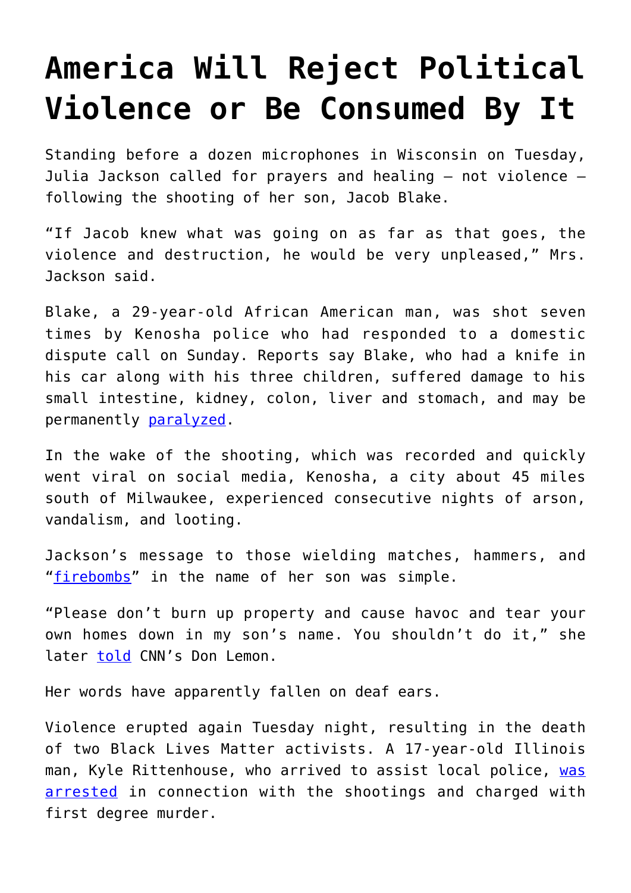# America Will Reject Political Violence or Be Consumed By It

Standing before a dozen microphones in Wisconsin on Tuesday, Julia Jackson called for prayers and healing — not violence — following the shooting of her son, Jacob Blake.

"If Jacob knew what was going on as far as that goes, the violence and destruction, he would be very unpleased," Mrs. Jackson said.

Blake, a 29-year-old African American man, was shot seven times by Kenosha police who had responded to a domestic dispute call on Sunday. Reports say Blake, who had a knife in his car along with his three children, suffered damage to his small intestine, kidney, colon, liver and stomach, and may be permanently paralyzed.

In the wake of the shooting, which was recorded and quickly went viral on social media, Kenosha, a city about 45 miles south of Milwaukee, experienced consecutive nights of arson, vandalism, and looting.

Jackson's message to those wielding matches, hammers, and "firebombs" in the name of her son was simple.

"Please don't burn up property and cause havoc and tear your own homes down in my son's name. You shouldn't do it," she later told CNN's Don Lemon.

Her words have apparently fallen on deaf ears.

Violence erupted again Tuesday night, resulting in the death of two Black Lives Matter activists. A 17-year-old Illinois man, Kyle Rittenhouse, who arrived to assist local police, was arrested in connection with the shootings and charged with first degree murder.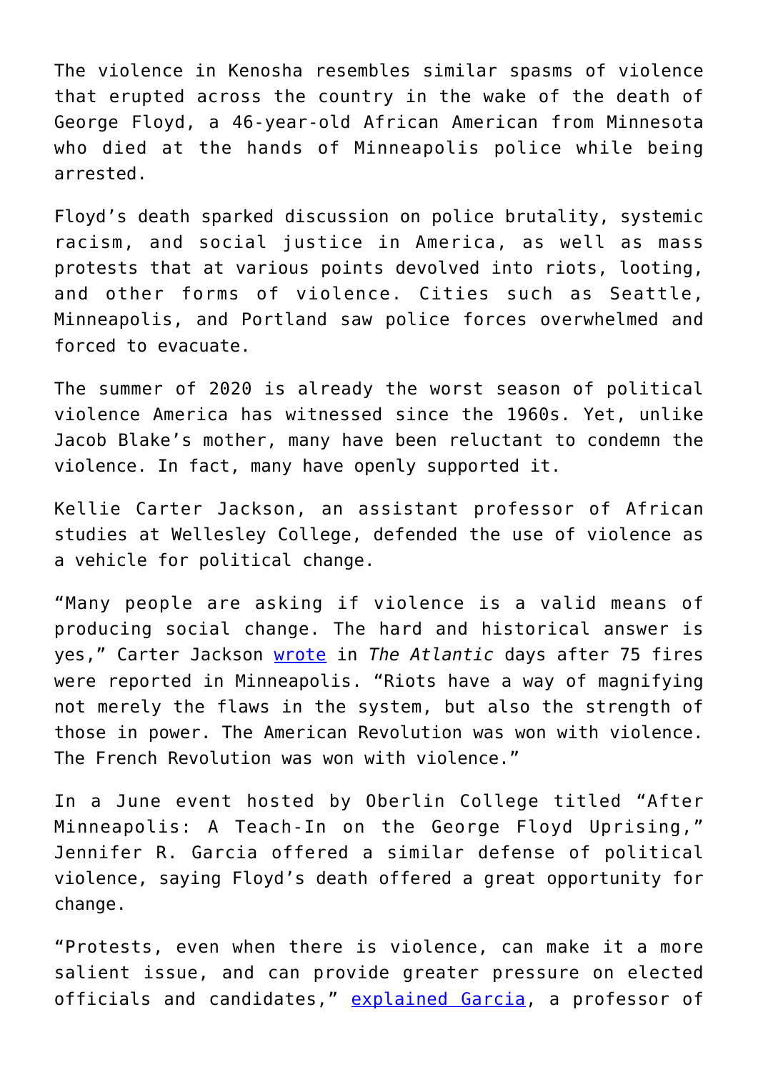The violence in Kenosha resembles similar spasms of violence that erupted across the country in the wake of the death of George Floyd, a 46-year-old African American from Minnesota who died at the hands of Minneapolis police while being arrested.

Floyd's death sparked discussion on police brutality, systemic racism, and social justice in America, as well as mass protests that at various points devolved into riots, looting, and other forms of violence. Cities such as Seattle, Minneapolis, and Portland saw police forces overwhelmed and forced to evacuate.

The summer of 2020 is already the worst season of political violence America has witnessed since the 1960s. Yet, unlike Jacob Blake's mother, many have been reluctant to condemn the violence. In fact, many have openly supported it.

Kellie Carter Jackson, an assistant professor of African studies at Wellesley College, defended the use of violence as a vehicle for political change.

"Many people are asking if violence is a valid means of producing social change. The hard and historical answer is yes," Carter Jackson [wrote](#) in *The Atlantic* days after 75 fires were reported in Minneapolis. "Riots have a way of magnifying not merely the flaws in the system, but also the strength of those in power. The American Revolution was won with violence. The French Revolution was won with violence."

In a June event hosted by Oberlin College titled "After Minneapolis: A Teach-In on the George Floyd Uprising," Jennifer R. Garcia offered a similar defense of political violence, saying Floyd's death offered a great opportunity for change.

"Protests, even when there is violence, can make it a more salient issue, and can provide greater pressure on elected officials and candidates," [explained Garcia](#), a professor of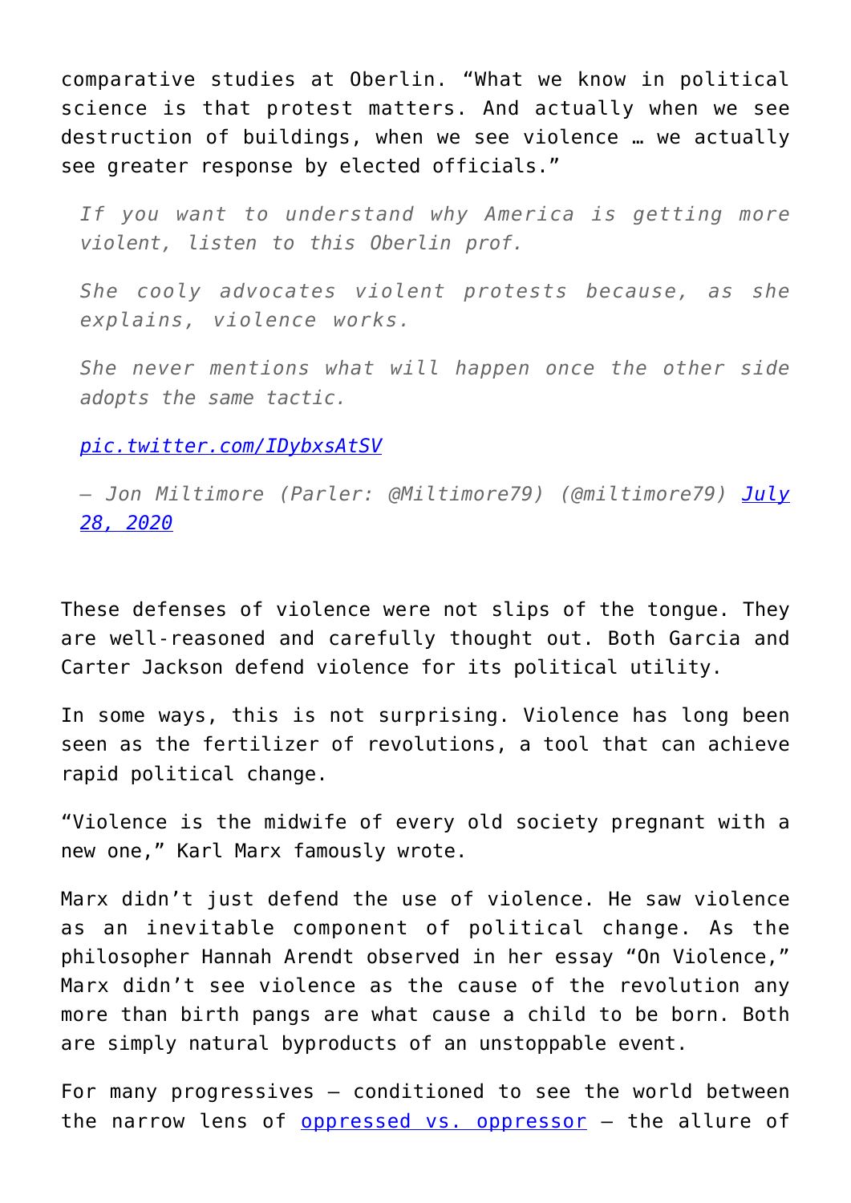comparative studies at Oberlin. "What we know in political science is that protest matters. And actually when we see destruction of buildings, when we see violence … we actually see greater response by elected officials."

> *If you want to understand why America is getting more violent, listen to this Oberlin prof.*
>
> *She cooly advocates violent protests because, as she explains, violence works.*
>
> *She never mentions what will happen once the other side adopts the same tactic.*
>
> *[pic.twitter.com/IDybxsAtSV](pic.twitter.com/IDybxsAtSV)*
>
> *— Jon Miltimore (Parler: @Miltimore79) (@miltimore79) [July 28, 2020](July 28, 2020)*

These defenses of violence were not slips of the tongue. They are well-reasoned and carefully thought out. Both Garcia and Carter Jackson defend violence for its political utility.

In some ways, this is not surprising. Violence has long been seen as the fertilizer of revolutions, a tool that can achieve rapid political change.

"Violence is the midwife of every old society pregnant with a new one," Karl Marx famously wrote.

Marx didn't just defend the use of violence. He saw violence as an inevitable component of political change. As the philosopher Hannah Arendt observed in her essay "On Violence," Marx didn't see violence as the cause of the revolution any more than birth pangs are what cause a child to be born. Both are simply natural byproducts of an unstoppable event.

For many progressives — conditioned to see the world between the narrow lens of [oppressed vs. oppressor](oppressed vs. oppressor) — the allure of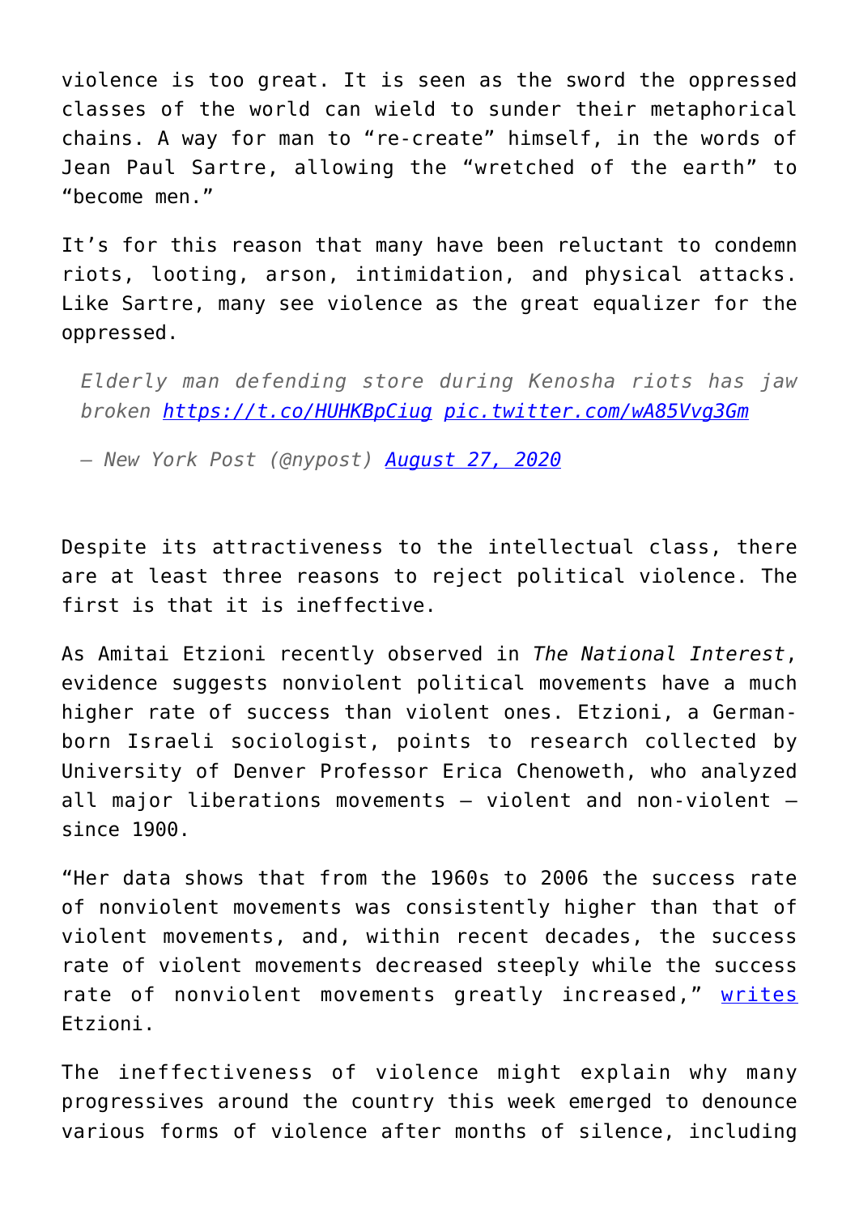violence is too great. It is seen as the sword the oppressed classes of the world can wield to sunder their metaphorical chains. A way for man to "re-create" himself, in the words of Jean Paul Sartre, allowing the "wretched of the earth" to "become men."

It's for this reason that many have been reluctant to condemn riots, looting, arson, intimidation, and physical attacks. Like Sartre, many see violence as the great equalizer for the oppressed.

> *Elderly man defending store during Kenosha riots has jaw broken [https://t.co/HUHKBpCiug](https://t.co/HUHKBpCiug) [pic.twitter.com/wA85Vvg3Gm](pic.twitter.com/wA85Vvg3Gm)*
>
> *— New York Post (@nypost) [August 27, 2020](#)*

Despite its attractiveness to the intellectual class, there are at least three reasons to reject political violence. The first is that it is ineffective.

As Amitai Etzioni recently observed in *The National Interest*, evidence suggests nonviolent political movements have a much higher rate of success than violent ones. Etzioni, a German-born Israeli sociologist, points to research collected by University of Denver Professor Erica Chenoweth, who analyzed all major liberations movements – violent and non-violent – since 1900.

"Her data shows that from the 1960s to 2006 the success rate of nonviolent movements was consistently higher than that of violent movements, and, within recent decades, the success rate of violent movements decreased steeply while the success rate of nonviolent movements greatly increased," [writes](#) Etzioni.

The ineffectiveness of violence might explain why many progressives around the country this week emerged to denounce various forms of violence after months of silence, including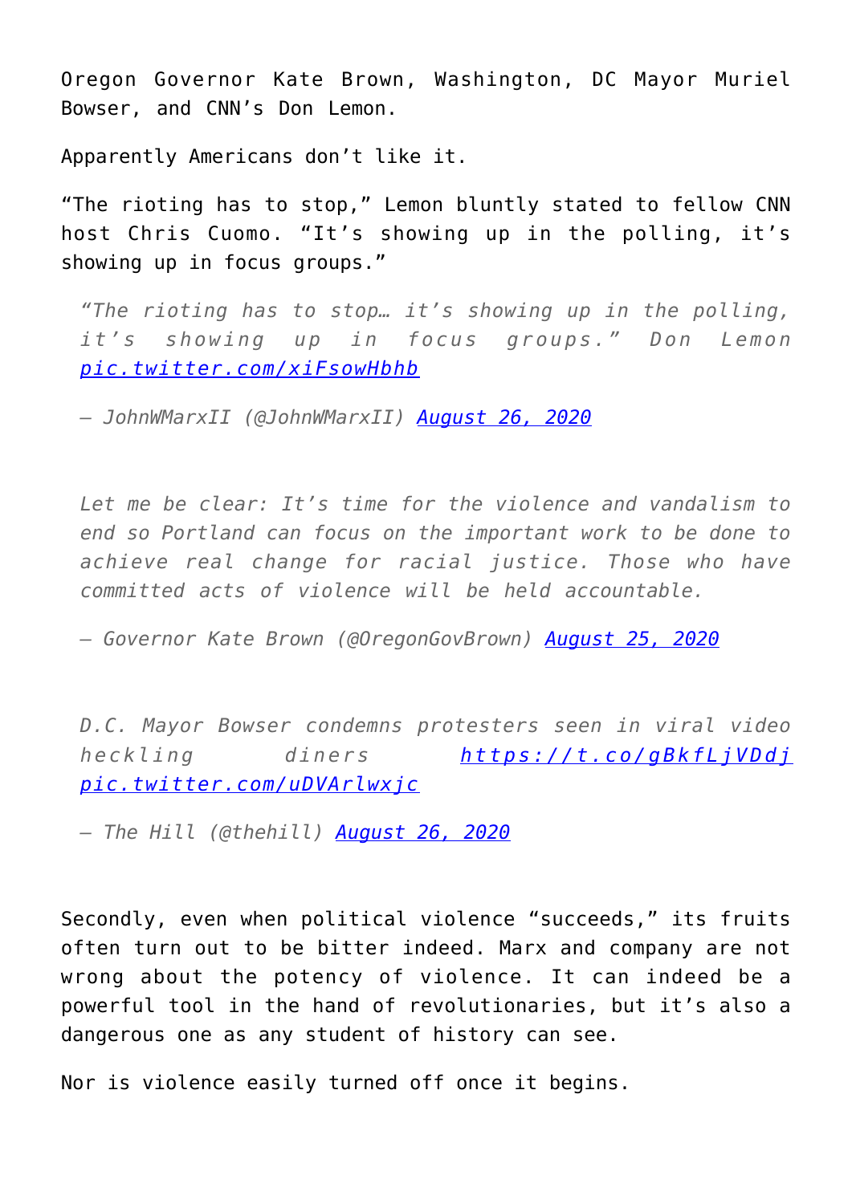Oregon Governor Kate Brown, Washington, DC Mayor Muriel Bowser, and CNN's Don Lemon.

Apparently Americans don't like it.

"The rioting has to stop," Lemon bluntly stated to fellow CNN host Chris Cuomo. "It's showing up in the polling, it's showing up in focus groups."

> *"The rioting has to stop… it's showing up in the polling, it's showing up in focus groups." Don Lemon [pic.twitter.com/xiFsowHbhb](pic.twitter.com/xiFsowHbhb)*
>
> *— JohnWMarxII (@JohnWMarxII) [August 26, 2020](August 26, 2020)*

> *Let me be clear: It's time for the violence and vandalism to end so Portland can focus on the important work to be done to achieve real change for racial justice. Those who have committed acts of violence will be held accountable.*
>
> *— Governor Kate Brown (@OregonGovBrown) [August 25, 2020](August 25, 2020)*

> *D.C. Mayor Bowser condemns protesters seen in viral video heckling diners [https://t.co/gBkfLjVDdj](https://t.co/gBkfLjVDdj) [pic.twitter.com/uDVArlwxjc](pic.twitter.com/uDVArlwxjc)*
>
> *— The Hill (@thehill) [August 26, 2020](August 26, 2020)*

Secondly, even when political violence "succeeds," its fruits often turn out to be bitter indeed. Marx and company are not wrong about the potency of violence. It can indeed be a powerful tool in the hand of revolutionaries, but it's also a dangerous one as any student of history can see.

Nor is violence easily turned off once it begins.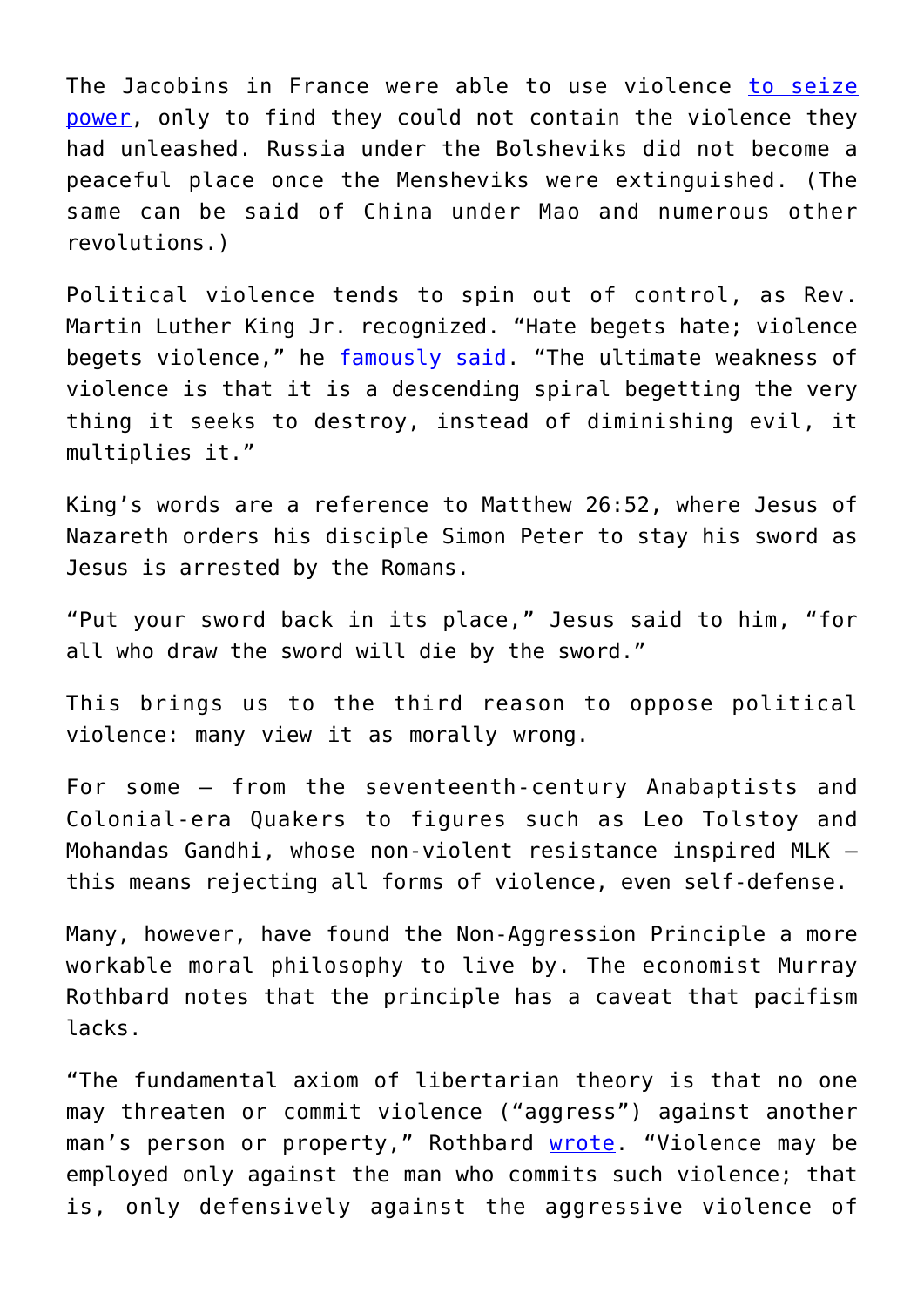The Jacobins in France were able to use violence to seize power, only to find they could not contain the violence they had unleashed. Russia under the Bolsheviks did not become a peaceful place once the Mensheviks were extinguished. (The same can be said of China under Mao and numerous other revolutions.)

Political violence tends to spin out of control, as Rev. Martin Luther King Jr. recognized. “Hate begets hate; violence begets violence,” he famously said. “The ultimate weakness of violence is that it is a descending spiral begetting the very thing it seeks to destroy, instead of diminishing evil, it multiplies it.”

King’s words are a reference to Matthew 26:52, where Jesus of Nazareth orders his disciple Simon Peter to stay his sword as Jesus is arrested by the Romans.

“Put your sword back in its place,” Jesus said to him, “for all who draw the sword will die by the sword.”

This brings us to the third reason to oppose political violence: many view it as morally wrong.

For some — from the seventeenth-century Anabaptists and Colonial-era Quakers to figures such as Leo Tolstoy and Mohandas Gandhi, whose non-violent resistance inspired MLK — this means rejecting all forms of violence, even self-defense.

Many, however, have found the Non-Aggression Principle a more workable moral philosophy to live by. The economist Murray Rothbard notes that the principle has a caveat that pacifism lacks.

“The fundamental axiom of libertarian theory is that no one may threaten or commit violence (“aggress”) against another man’s person or property,” Rothbard wrote. “Violence may be employed only against the man who commits such violence; that is, only defensively against the aggressive violence of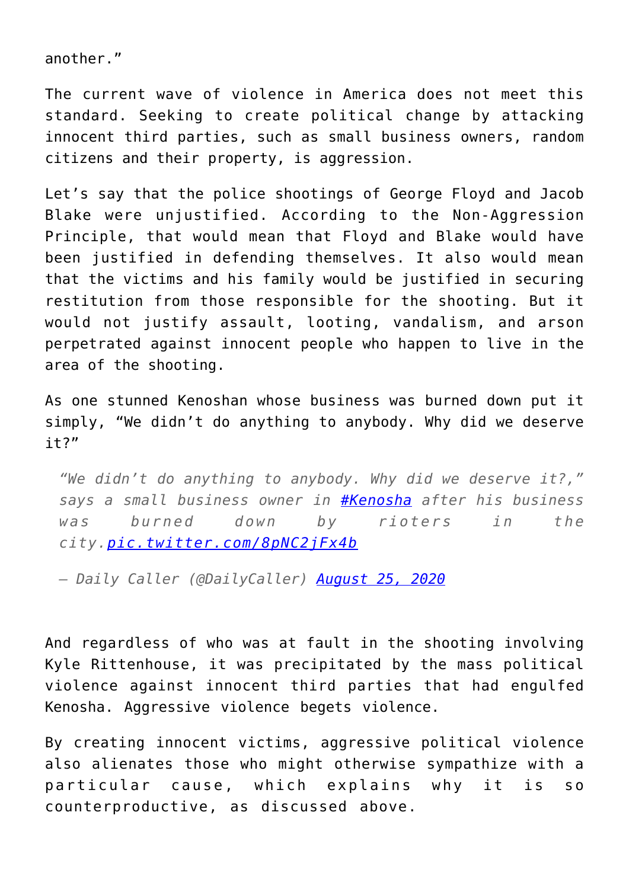another."

The current wave of violence in America does not meet this standard. Seeking to create political change by attacking innocent third parties, such as small business owners, random citizens and their property, is aggression.

Let's say that the police shootings of George Floyd and Jacob Blake were unjustified. According to the Non-Aggression Principle, that would mean that Floyd and Blake would have been justified in defending themselves. It also would mean that the victims and his family would be justified in securing restitution from those responsible for the shooting. But it would not justify assault, looting, vandalism, and arson perpetrated against innocent people who happen to live in the area of the shooting.

As one stunned Kenoshan whose business was burned down put it simply, "We didn't do anything to anybody. Why did we deserve it?"

> *"We didn't do anything to anybody. Why did we deserve it?," says a small business owner in [#Kenosha](#) after his business was burned down by rioters in the city.[pic.twitter.com/8pNC2jFx4b](#)*
>
> *— Daily Caller (@DailyCaller) [August 25, 2020](#)*

And regardless of who was at fault in the shooting involving Kyle Rittenhouse, it was precipitated by the mass political violence against innocent third parties that had engulfed Kenosha. Aggressive violence begets violence.

By creating innocent victims, aggressive political violence also alienates those who might otherwise sympathize with a particular cause, which explains why it is so counterproductive, as discussed above.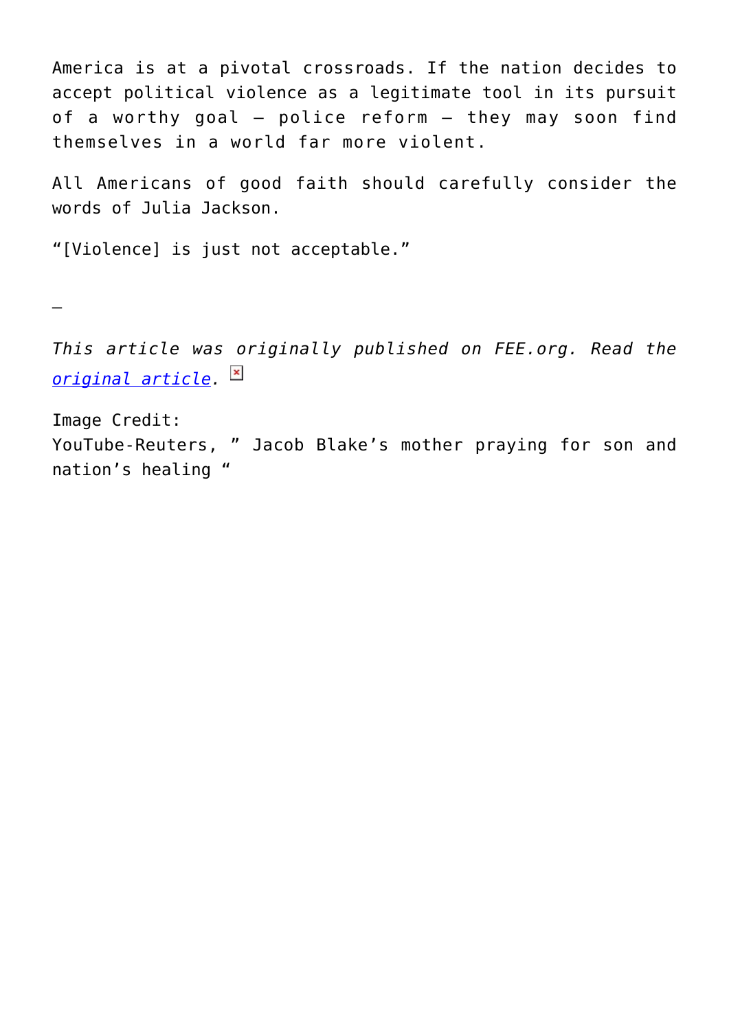America is at a pivotal crossroads. If the nation decides to accept political violence as a legitimate tool in its pursuit of a worthy goal — police reform — they may soon find themselves in a world far more violent.

All Americans of good faith should carefully consider the words of Julia Jackson.

“[Violence] is just not acceptable.”

—

*This article was originally published on FEE.org. Read the [original article](original article).*

Image Credit:
YouTube-Reuters, ” Jacob Blake’s mother praying for son and nation’s healing “